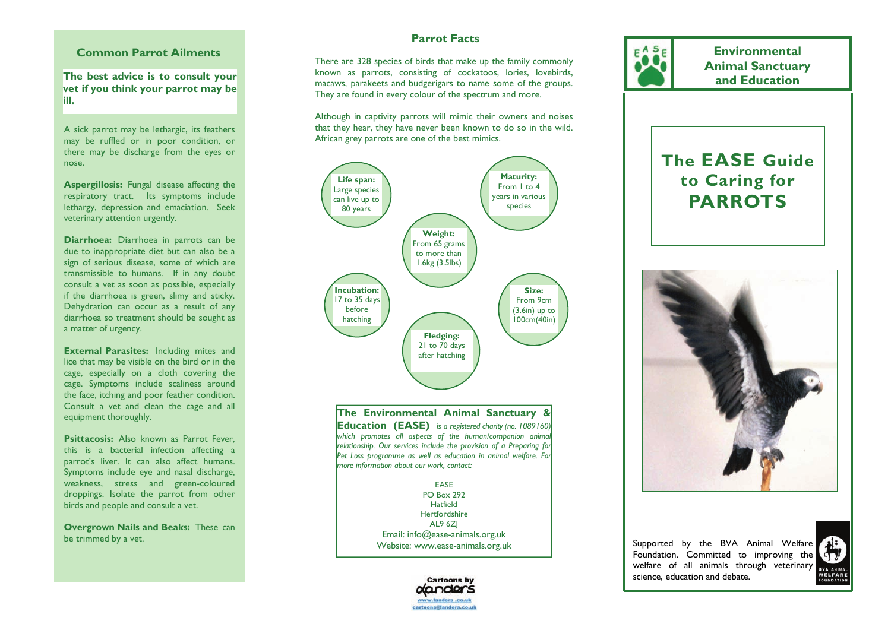## Common Parrot Ailments

**The best advice is to consult your vet if you think your parrot may be ill.**

A sick parrot may be lethargic, its feathers may be ruffled or in poor condition, or there may be discharge from the eyes or nose.

**Aspergillosis:** Fungal disease affecting the respiratory tract. Its symptoms include lethargy, depression and emaciation. Seek veterinary attention urgently.

**Diarrhoea:** Diarrhoea in parrots can be due to inappropriate diet but can also be a sign of serious disease, some of which are transmissible to humans. If in any doubt consult a vet as soon as possible, especially if the diarrhoea is green, slimy and sticky. Dehydration can occur as a result of any diarrhoea so treatment should be sought as a matter of urgency.

**External Parasites:** Including mites and lice that may be visible on the bird or in the cage, especially on a cloth covering the cage. Symptoms include scaliness around the face, itching and poor feather condition. Consult a vet and clean the cage and all equipment thoroughly.

**Psittacosis:** Also known as Parrot Fever, this is a bacterial infection affecting a parrot's liver. It can also affect humans. Symptoms include eye and nasal discharge, weakness, stress and green-coloured droppings. Isolate the parrot from other birds and people and consult a vet.

**Overgrown Nails and Beaks:** These can be trimmed by a vet.

## Parrot Facts

There are 328 species of birds that make up the family commonly known as parrots, consisting of cockatoos, lories, lovebirds, macaws, parakeets and budgerigars to name some of the groups. They are found in every colour of the spectrum and more.

Although in captivity parrots will mimic their owners and noises that they hear, they have never been known to do so in the wild. African grey parrots are one of the best mimics.

**Life span:** Large species can live up to 80 years

**Maturity:** From 1 to 4 years in various species

**Weight:** From 65 grams to more than 1.6kg (3.5lbs)

**Incubation:** 17 to 35 days before hatching

**Size:** From 9cm (3.6in) up to 100cm(40in)

**Fledging:** 21 to 70 days after hatching

**The Environmental Animal Sanctuary & Education (EASE)** *is a registered charity (no. 1089160) which promotes all aspects of the human/companion animal relationship. Our services include the provision of a Preparing for Pet Loss programme as well as education in animal welfare. For more information about our work, contact:*

EASE
PO Box 292
Hatfield
Hertfordshire
AL9 6ZJ
Email: info@ease-animals.org.uk
Website: www.ease-animals.org.uk

Cartoons by Landers
www.landers.co.uk
cartoons@landers.co.uk

## Environmental Animal Sanctuary and Education

# The EASE Guide to Caring for PARROTS

Supported by the BVA Animal Welfare Foundation. Committed to improving the welfare of all animals through veterinary science, education and debate.

BVA ANIMAL WELFARE FOUNDATION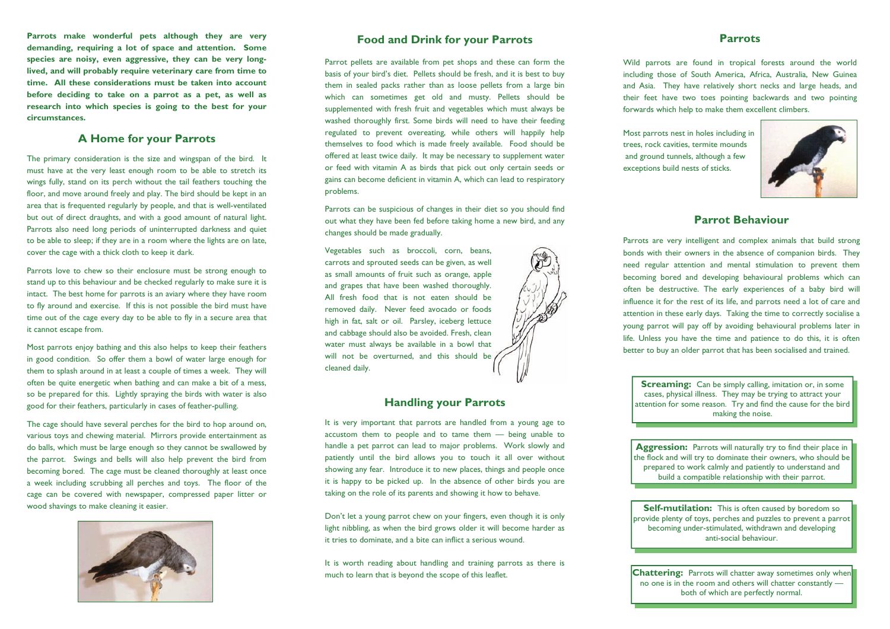**Parrots make wonderful pets although they are very demanding, requiring a lot of space and attention. Some species are noisy, even aggressive, they can be very long-lived, and will probably require veterinary care from time to time. All these considerations must be taken into account before deciding to take on a parrot as a pet, as well as research into which species is going to the best for your circumstances.**

## A Home for your Parrots

The primary consideration is the size and wingspan of the bird. It must have at the very least enough room to be able to stretch its wings fully, stand on its perch without the tail feathers touching the floor, and move around freely and play. The bird should be kept in an area that is frequented regularly by people, and that is well-ventilated but out of direct draughts, and with a good amount of natural light. Parrots also need long periods of uninterrupted darkness and quiet to be able to sleep; if they are in a room where the lights are on late, cover the cage with a thick cloth to keep it dark.

Parrots love to chew so their enclosure must be strong enough to stand up to this behaviour and be checked regularly to make sure it is intact. The best home for parrots is an aviary where they have room to fly around and exercise. If this is not possible the bird must have time out of the cage every day to be able to fly in a secure area that it cannot escape from.

Most parrots enjoy bathing and this also helps to keep their feathers in good condition. So offer them a bowl of water large enough for them to splash around in at least a couple of times a week. They will often be quite energetic when bathing and can make a bit of a mess, so be prepared for this. Lightly spraying the birds with water is also good for their feathers, particularly in cases of feather-pulling.

The cage should have several perches for the bird to hop around on, various toys and chewing material. Mirrors provide entertainment as do balls, which must be large enough so they cannot be swallowed by the parrot. Swings and bells will also help prevent the bird from becoming bored. The cage must be cleaned thoroughly at least once a week including scrubbing all perches and toys. The floor of the cage can be covered with newspaper, compressed paper litter or wood shavings to make cleaning it easier.

## Food and Drink for your Parrots

Parrot pellets are available from pet shops and these can form the basis of your bird's diet. Pellets should be fresh, and it is best to buy them in sealed packs rather than as loose pellets from a large bin which can sometimes get old and musty. Pellets should be supplemented with fresh fruit and vegetables which must always be washed thoroughly first. Some birds will need to have their feeding regulated to prevent overeating, while others will happily help themselves to food which is made freely available. Food should be offered at least twice daily. It may be necessary to supplement water or feed with vitamin A as birds that pick out only certain seeds or gains can become deficient in vitamin A, which can lead to respiratory problems.

Parrots can be suspicious of changes in their diet so you should find out what they have been fed before taking home a new bird, and any changes should be made gradually.

Vegetables such as broccoli, corn, beans, carrots and sprouted seeds can be given, as well as small amounts of fruit such as orange, apple and grapes that have been washed thoroughly. All fresh food that is not eaten should be removed daily. Never feed avocado or foods high in fat, salt or oil. Parsley, iceberg lettuce and cabbage should also be avoided. Fresh, clean water must always be available in a bowl that will not be overturned, and this should be cleaned daily.

## Handling your Parrots

It is very important that parrots are handled from a young age to accustom them to people and to tame them — being unable to handle a pet parrot can lead to major problems. Work slowly and patiently until the bird allows you to touch it all over without showing any fear. Introduce it to new places, things and people once it is happy to be picked up. In the absence of other birds you are taking on the role of its parents and showing it how to behave.

Don't let a young parrot chew on your fingers, even though it is only light nibbling, as when the bird grows older it will become harder as it tries to dominate, and a bite can inflict a serious wound.

It is worth reading about handling and training parrots as there is much to learn that is beyond the scope of this leaflet.

## Parrots

Wild parrots are found in tropical forests around the world including those of South America, Africa, Australia, New Guinea and Asia. They have relatively short necks and large heads, and their feet have two toes pointing backwards and two pointing forwards which help to make them excellent climbers.

Most parrots nest in holes including in trees, rock cavities, termite mounds and ground tunnels, although a few exceptions build nests of sticks.

## Parrot Behaviour

Parrots are very intelligent and complex animals that build strong bonds with their owners in the absence of companion birds. They need regular attention and mental stimulation to prevent them becoming bored and developing behavioural problems which can often be destructive. The early experiences of a baby bird will influence it for the rest of its life, and parrots need a lot of care and attention in these early days. Taking the time to correctly socialise a young parrot will pay off by avoiding behavioural problems later in life. Unless you have the time and patience to do this, it is often better to buy an older parrot that has been socialised and trained.

**Screaming:** Can be simply calling, imitation or, in some cases, physical illness. They may be trying to attract your attention for some reason. Try and find the cause for the bird making the noise.

**Aggression:** Parrots will naturally try to find their place in the flock and will try to dominate their owners, who should be prepared to work calmly and patiently to understand and build a compatible relationship with their parrot.

**Self-mutilation:** This is often caused by boredom so provide plenty of toys, perches and puzzles to prevent a parrot becoming under-stimulated, withdrawn and developing anti-social behaviour.

**Chattering:** Parrots will chatter away sometimes only when no one is in the room and others will chatter constantly — both of which are perfectly normal.